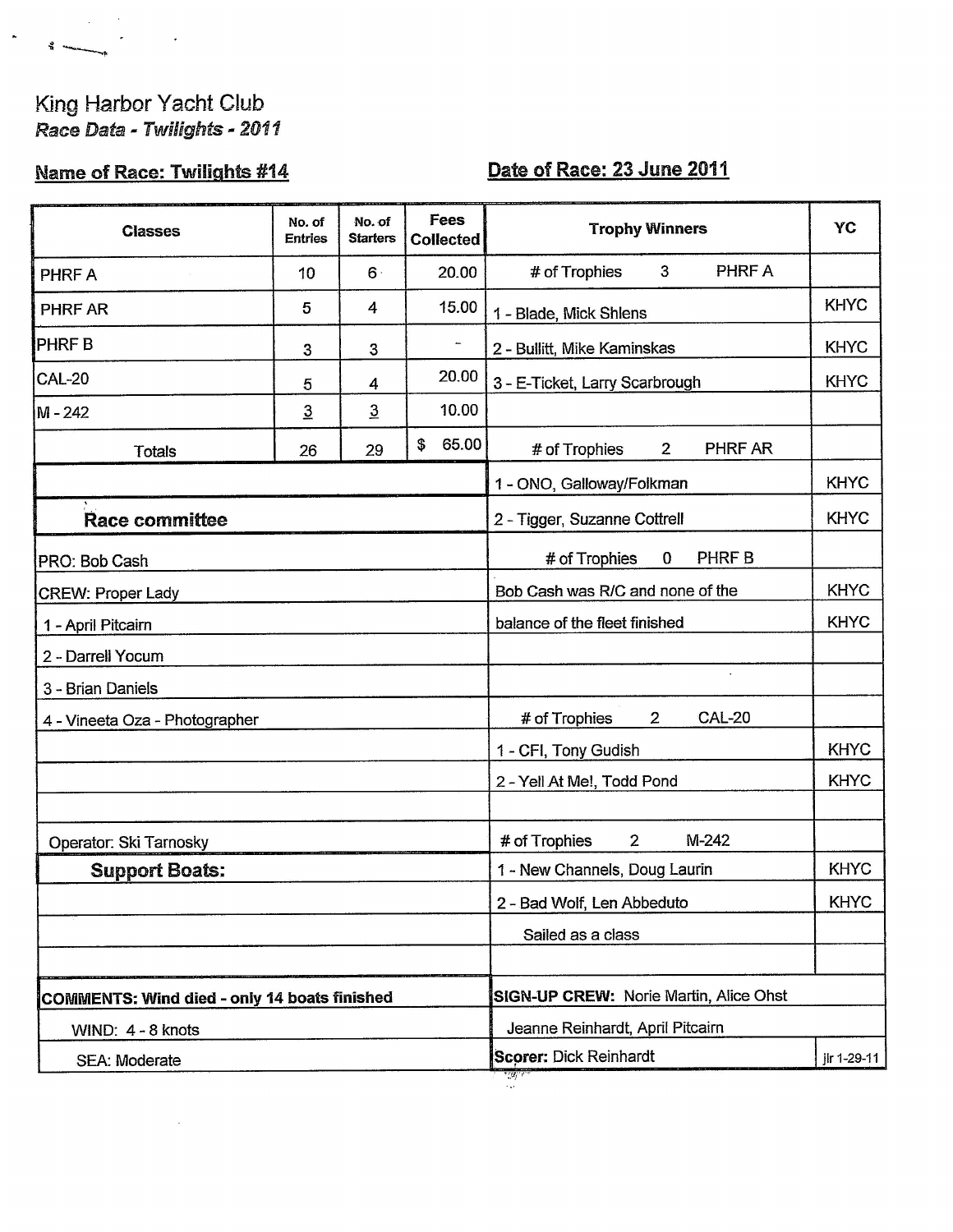# King Harbor Yacht Club

*Race Data - Twilights - 2011*

**Name of Race: Twilights #14** | **Date of Race: 23 June 2011**

| Classes | No. of Entries | No. of Starters | Fees Collected |
|---|---|---|---|
| PHRF A | 10 | 6 | 20.00 |
| PHRF AR | 5 | 4 | 15.00 |
| PHRF B | 3 | 3 | - |
| CAL-20 | 5 | 4 | 20.00 |
| M - 242 | 3 | 3 | 10.00 |
| Totals | 26 | 29 | $ 65.00 |

**Race committee**

PRO: Bob Cash

CREW: Proper Lady

1 - April Pitcairn

2 - Darrell Yocum

3 - Brian Daniels

4 - Vineeta Oza - Photographer

Operator: Ski Tarnosky

**Support Boats:**

| Trophy Winners | YC |
|---|---|
| # of Trophies 3 PHRF A | |
| 1 - Blade, Mick Shlens | KHYC |
| 2 - Bullitt, Mike Kaminskas | KHYC |
| 3 - E-Ticket, Larry Scarbrough | KHYC |
| | |
| # of Trophies 2 PHRF AR | |
| 1 - ONO, Galloway/Folkman | KHYC |
| 2 - Tigger, Suzanne Cottrell | KHYC |
| # of Trophies 0 PHRF B | |
| Bob Cash was R/C and none of the | KHYC |
| balance of the fleet finished | KHYC |
| | |
| | |
| # of Trophies 2 CAL-20 | |
| 1 - CFI, Tony Gudish | KHYC |
| 2 - Yell At Me!, Todd Pond | KHYC |
| | |
| # of Trophies 2 M-242 | |
| 1 - New Channels, Doug Laurin | KHYC |
| 2 - Bad Wolf, Len Abbeduto | KHYC |
| Sailed as a class | |

**COMMENTS: Wind died - only 14 boats finished**

WIND: 4 - 8 knots

SEA: Moderate

**SIGN-UP CREW:** Norie Martin, Alice Ohst, Jeanne Reinhardt, April Pitcairn

**Scorer:** Dick Reinhardt

jlr 1-29-11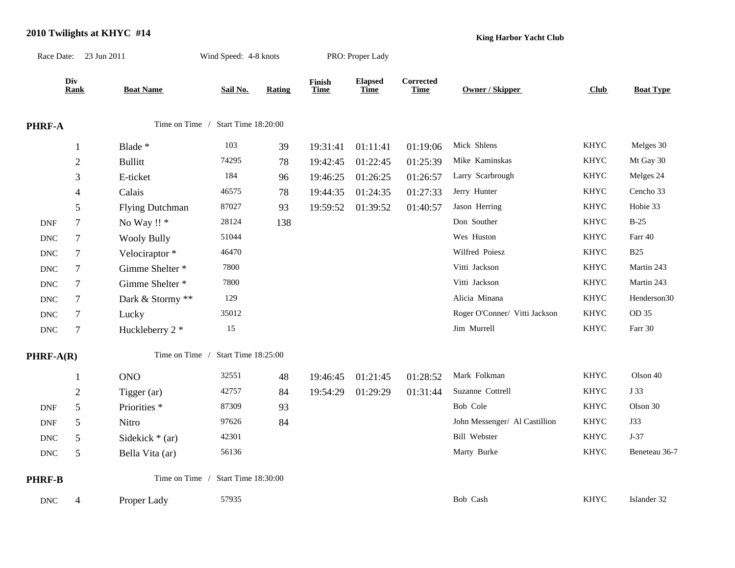## 2010 Twilights at KHYC #14

**King Harbor Yacht Club**

Race Date: 23 Jun 2011 Wind Speed: 4-8 knots PRO: Proper Lady

| | Div Rank | Boat Name | Sail No. | Rating | Finish Time | Elapsed Time | Corrected Time | Owner / Skipper | Club | Boat Type |
|---|---|---|---|---|---|---|---|---|---|---|
| **PHRF-A** | | Time on Time / Start Time 18:20:00 | | | | | | | | |
| | 1 | Blade * | 103 | 39 | 19:31:41 | 01:11:41 | 01:19:06 | Mick Shlens | KHYC | Melges 30 |
| | 2 | Bullitt | 74295 | 78 | 19:42:45 | 01:22:45 | 01:25:39 | Mike Kaminskas | KHYC | Mt Gay 30 |
| | 3 | E-ticket | 184 | 96 | 19:46:25 | 01:26:25 | 01:26:57 | Larry Scarbrough | KHYC | Melges 24 |
| | 4 | Calais | 46575 | 78 | 19:44:35 | 01:24:35 | 01:27:33 | Jerry Hunter | KHYC | Cencho 33 |
| | 5 | Flying Dutchman | 87027 | 93 | 19:59:52 | 01:39:52 | 01:40:57 | Jason Herring | KHYC | Hobie 33 |
| DNF | 7 | No Way !! * | 28124 | 138 | | | | Don Souther | KHYC | B-25 |
| DNC | 7 | Wooly Bully | 51044 | | | | | Wes Huston | KHYC | Farr 40 |
| DNC | 7 | Velociraptor * | 46470 | | | | | Wilfred Poiesz | KHYC | B25 |
| DNC | 7 | Gimme Shelter * | 7800 | | | | | Vitti Jackson | KHYC | Martin 243 |
| DNC | 7 | Gimme Shelter * | 7800 | | | | | Vitti Jackson | KHYC | Martin 243 |
| DNC | 7 | Dark & Stormy ** | 129 | | | | | Alicia Minana | KHYC | Henderson30 |
| DNC | 7 | Lucky | 35012 | | | | | Roger O'Conner/ Vitti Jackson | KHYC | OD 35 |
| DNC | 7 | Huckleberry 2 * | 15 | | | | | Jim Murrell | KHYC | Farr 30 |
| **PHRF-A(R)** | | Time on Time / Start Time 18:25:00 | | | | | | | | |
| | 1 | ONO | 32551 | 48 | 19:46:45 | 01:21:45 | 01:28:52 | Mark Folkman | KHYC | Olson 40 |
| | 2 | Tigger (ar) | 42757 | 84 | 19:54:29 | 01:29:29 | 01:31:44 | Suzanne Cottrell | KHYC | J 33 |
| DNF | 5 | Priorities * | 87309 | 93 | | | | Bob Cole | KHYC | Olson 30 |
| DNF | 5 | Nitro | 97626 | 84 | | | | John Messenger/ Al Castillion | KHYC | J33 |
| DNC | 5 | Sidekick * (ar) | 42301 | | | | | Bill Webster | KHYC | J-37 |
| DNC | 5 | Bella Vita (ar) | 56136 | | | | | Marty Burke | KHYC | Beneteau 36-7 |
| **PHRF-B** | | Time on Time / Start Time 18:30:00 | | | | | | | | |
| DNC | 4 | Proper Lady | 57935 | | | | | Bob Cash | KHYC | Islander 32 |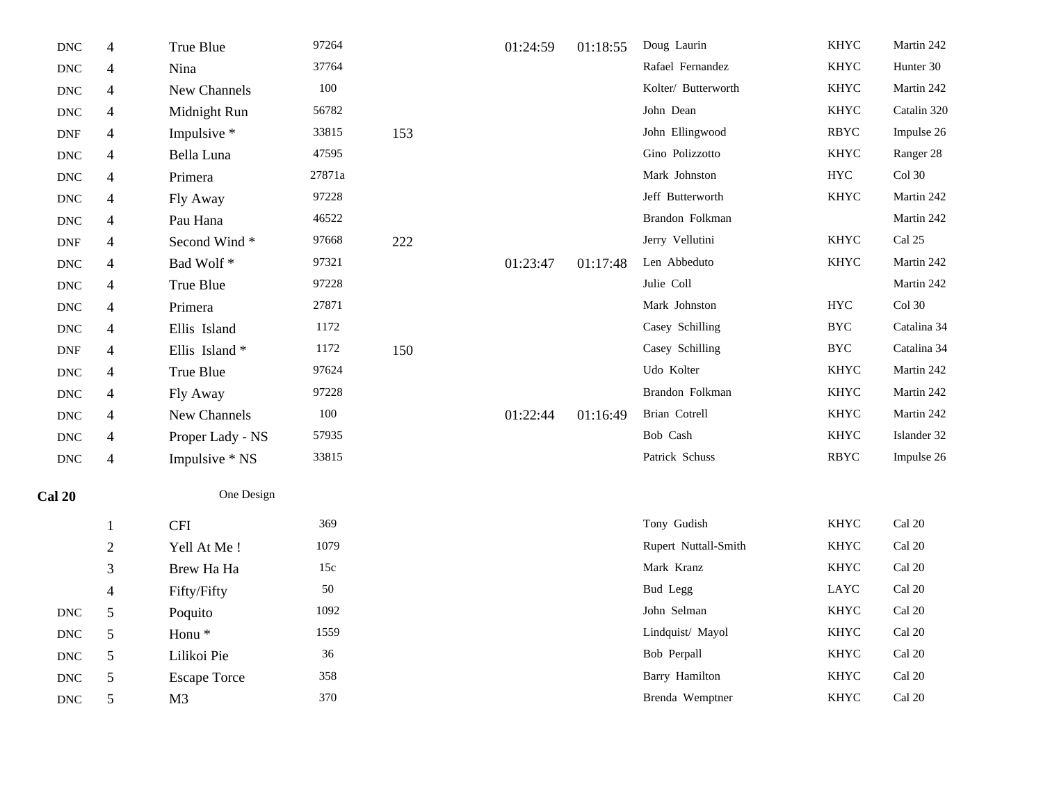| | | | | | | | | | |
|---|---|---|---|---|---|---|---|---|---|
| DNC | 4 | True Blue | 97264 | | 01:24:59 | 01:18:55 | Doug Laurin | KHYC | Martin 242 |
| DNC | 4 | Nina | 37764 | | | | Rafael Fernandez | KHYC | Hunter 30 |
| DNC | 4 | New Channels | 100 | | | | Kolter/ Butterworth | KHYC | Martin 242 |
| DNC | 4 | Midnight Run | 56782 | | | | John Dean | KHYC | Catalin 320 |
| DNF | 4 | Impulsive * | 33815 | 153 | | | John Ellingwood | RBYC | Impulse 26 |
| DNC | 4 | Bella Luna | 47595 | | | | Gino Polizzotto | KHYC | Ranger 28 |
| DNC | 4 | Primera | 27871a | | | | Mark Johnston | HYC | Col 30 |
| DNC | 4 | Fly Away | 97228 | | | | Jeff Butterworth | KHYC | Martin 242 |
| DNC | 4 | Pau Hana | 46522 | | | | Brandon Folkman | | Martin 242 |
| DNF | 4 | Second Wind * | 97668 | 222 | | | Jerry Vellutini | KHYC | Cal 25 |
| DNC | 4 | Bad Wolf * | 97321 | | 01:23:47 | 01:17:48 | Len Abbeduto | KHYC | Martin 242 |
| DNC | 4 | True Blue | 97228 | | | | Julie Coll | | Martin 242 |
| DNC | 4 | Primera | 27871 | | | | Mark Johnston | HYC | Col 30 |
| DNC | 4 | Ellis Island | 1172 | | | | Casey Schilling | BYC | Catalina 34 |
| DNF | 4 | Ellis Island * | 1172 | 150 | | | Casey Schilling | BYC | Catalina 34 |
| DNC | 4 | True Blue | 97624 | | | | Udo Kolter | KHYC | Martin 242 |
| DNC | 4 | Fly Away | 97228 | | | | Brandon Folkman | KHYC | Martin 242 |
| DNC | 4 | New Channels | 100 | | 01:22:44 | 01:16:49 | Brian Cotrell | KHYC | Martin 242 |
| DNC | 4 | Proper Lady - NS | 57935 | | | | Bob Cash | KHYC | Islander 32 |
| DNC | 4 | Impulsive * NS | 33815 | | | | Patrick Schuss | RBYC | Impulse 26 |

**Cal 20** One Design

| | | | | | | |
|---|---|---|---|---|---|---|
| | 1 | CFI | 369 | Tony Gudish | KHYC | Cal 20 |
| | 2 | Yell At Me ! | 1079 | Rupert Nuttall-Smith | KHYC | Cal 20 |
| | 3 | Brew Ha Ha | 15c | Mark Kranz | KHYC | Cal 20 |
| | 4 | Fifty/Fifty | 50 | Bud Legg | LAYC | Cal 20 |
| DNC | 5 | Poquito | 1092 | John Selman | KHYC | Cal 20 |
| DNC | 5 | Honu * | 1559 | Lindquist/ Mayol | KHYC | Cal 20 |
| DNC | 5 | Lilikoi Pie | 36 | Bob Perpall | KHYC | Cal 20 |
| DNC | 5 | Escape Torce | 358 | Barry Hamilton | KHYC | Cal 20 |
| DNC | 5 | M3 | 370 | Brenda Wemptner | KHYC | Cal 20 |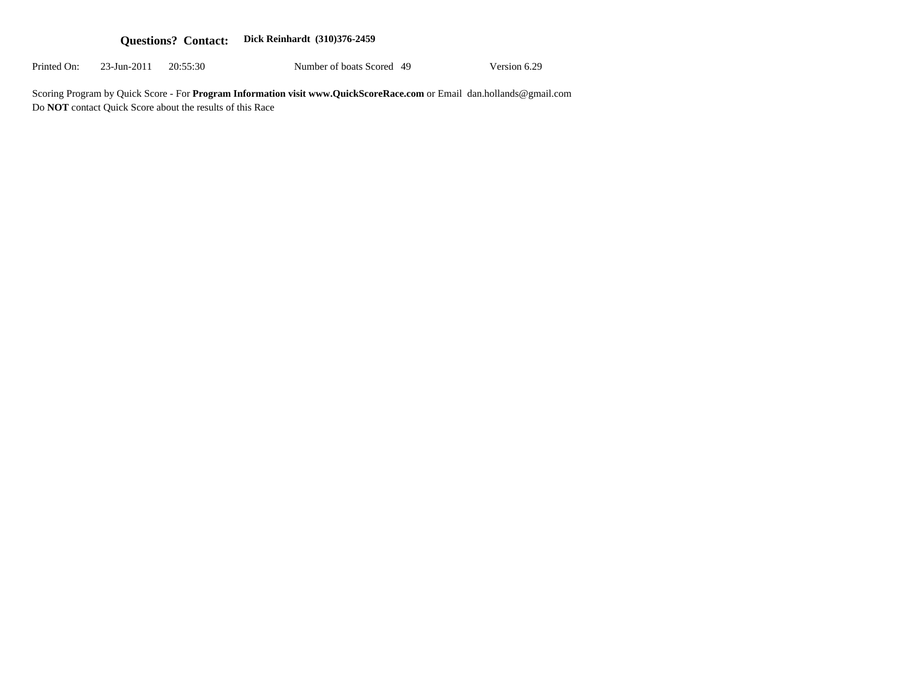**Questions? Contact:** **Dick Reinhardt (310)376-2459**

Printed On: 23-Jun-2011 20:55:30 Number of boats Scored 49 Version 6.29

Scoring Program by Quick Score - For **Program Information visit www.QuickScoreRace.com** or Email dan.hollands@gmail.com
Do **NOT** contact Quick Score about the results of this Race